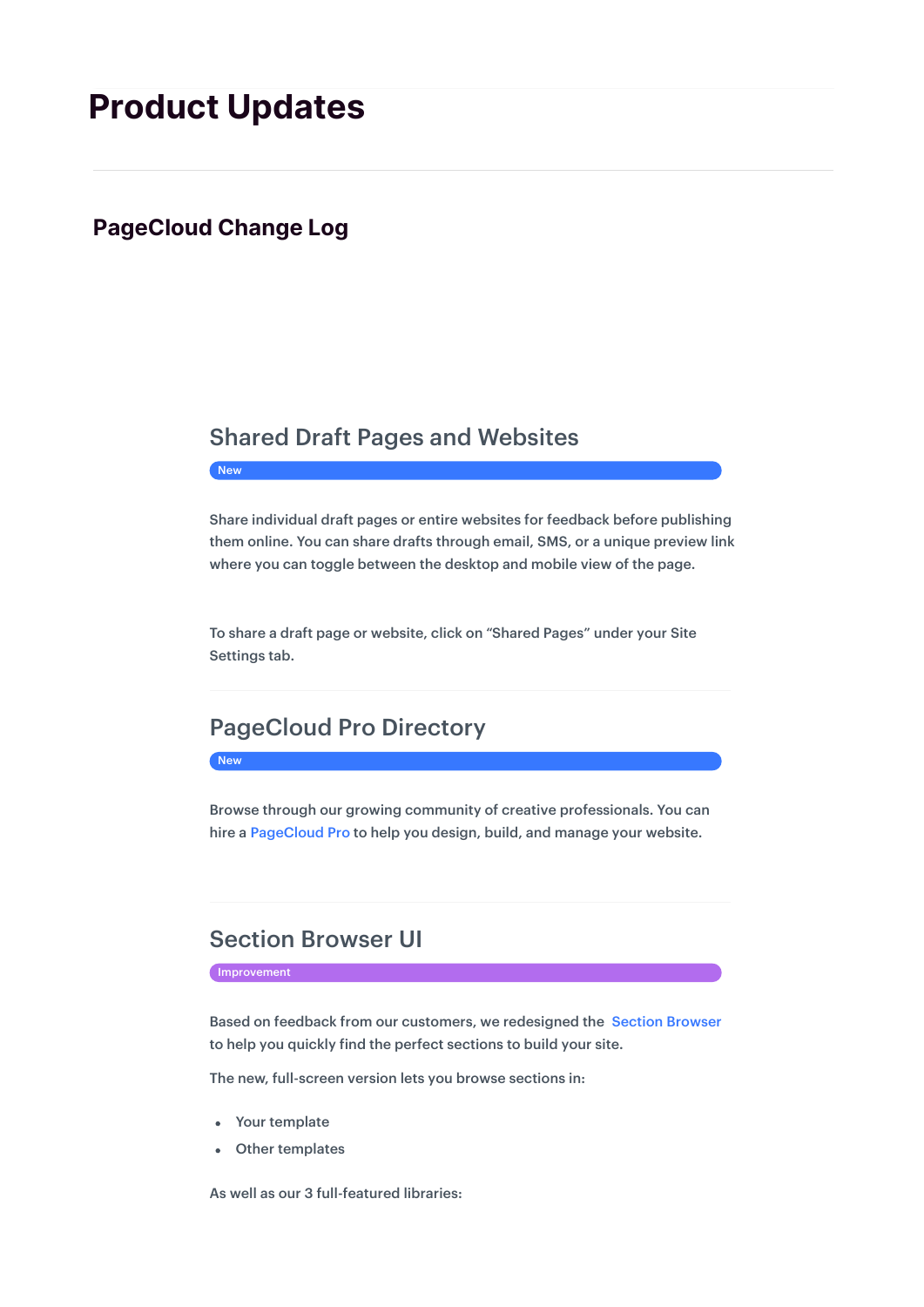# Product Updates

## PageCloud Change Log

### Shared Draft Pages and Websites

New

Share individual draft pages or entire websites for feedback before publishing them online. You can share drafts through email, SMS, or a unique preview link where you can toggle between the desktop and mobile view of the page.

To share a draft page or website, click on “Shared Pages” under your Site Settings tab.

### PageCloud Pro Directory

New

Browse through our growing community of creative professionals. You can hire a PageCloud Pro to help you design, build, and manage your website.

### Section Browser UI

Improvement

Based on feedback from our customers, we redesigned the Section Browser to help you quickly find the perfect sections to build your site.

The new, full-screen version lets you browse sections in:

- Your template
- Other templates

As well as our 3 full-featured libraries: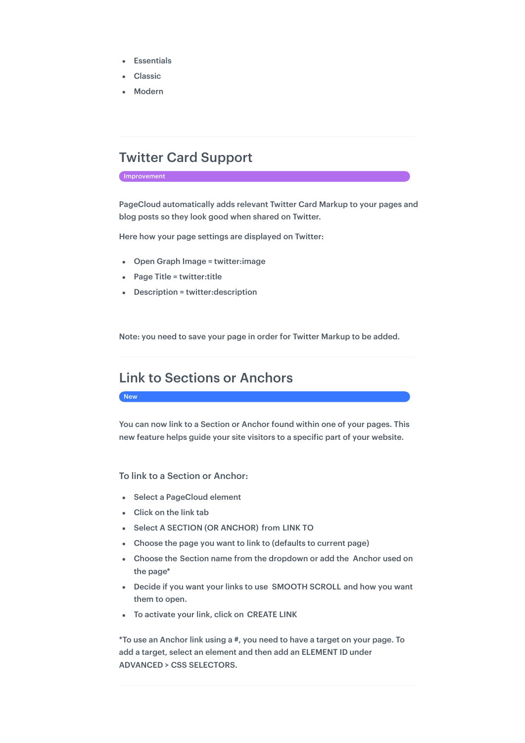- Essentials
- Classic
- Modern

---

## Twitter Card Support

Improvement

PageCloud automatically adds relevant Twitter Card Markup to your pages and blog posts so they look good when shared on Twitter.

Here how your page settings are displayed on Twitter:

- Open Graph Image = twitter:image
- Page Title = twitter:title
- Description = twitter:description

Note: you need to save your page in order for Twitter Markup to be added.

---

## Link to Sections or Anchors

New

You can now link to a Section or Anchor found within one of your pages. This new feature helps guide your site visitors to a specific part of your website.

To link to a Section or Anchor:

- Select a PageCloud element
- Click on the link tab
- Select A SECTION (OR ANCHOR) from LINK TO
- Choose the page you want to link to (defaults to current page)
- Choose the Section name from the dropdown or add the Anchor used on the page*
- Decide if you want your links to use SMOOTH SCROLL and how you want them to open.
- To activate your link, click on CREATE LINK

*To use an Anchor link using a #, you need to have a target on your page. To add a target, select an element and then add an ELEMENT ID under ADVANCED > CSS SELECTORS.

---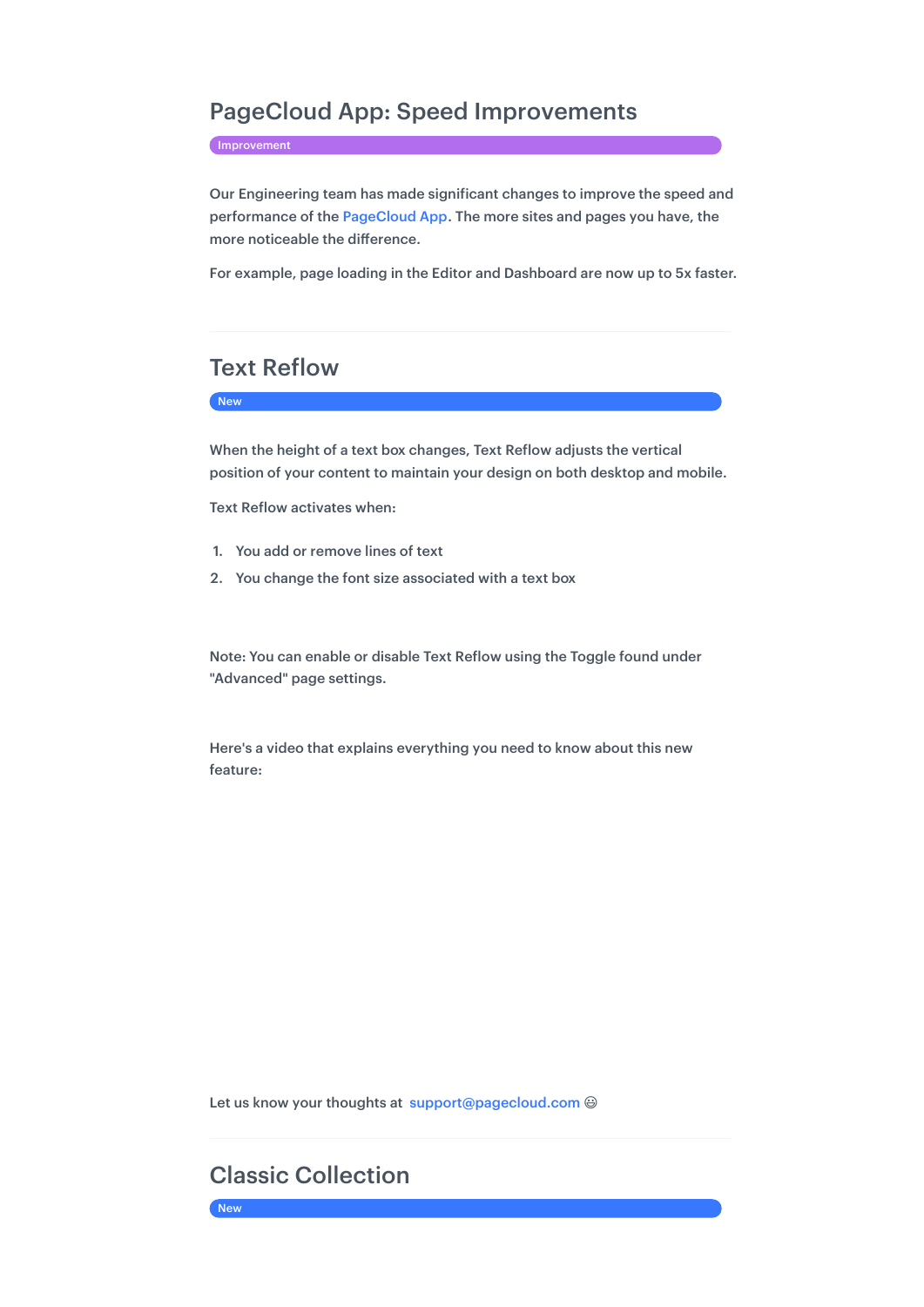## PageCloud App: Speed Improvements

Improvement

Our Engineering team has made significant changes to improve the speed and performance of the PageCloud App. The more sites and pages you have, the more noticeable the difference.

For example, page loading in the Editor and Dashboard are now up to 5x faster.

---

## Text Reflow

New

When the height of a text box changes, Text Reflow adjusts the vertical position of your content to maintain your design on both desktop and mobile.

Text Reflow activates when:

1. You add or remove lines of text
2. You change the font size associated with a text box

Note: You can enable or disable Text Reflow using the Toggle found under "Advanced" page settings.

Here's a video that explains everything you need to know about this new feature:

Let us know your thoughts at support@pagecloud.com 😀

---

## Classic Collection

New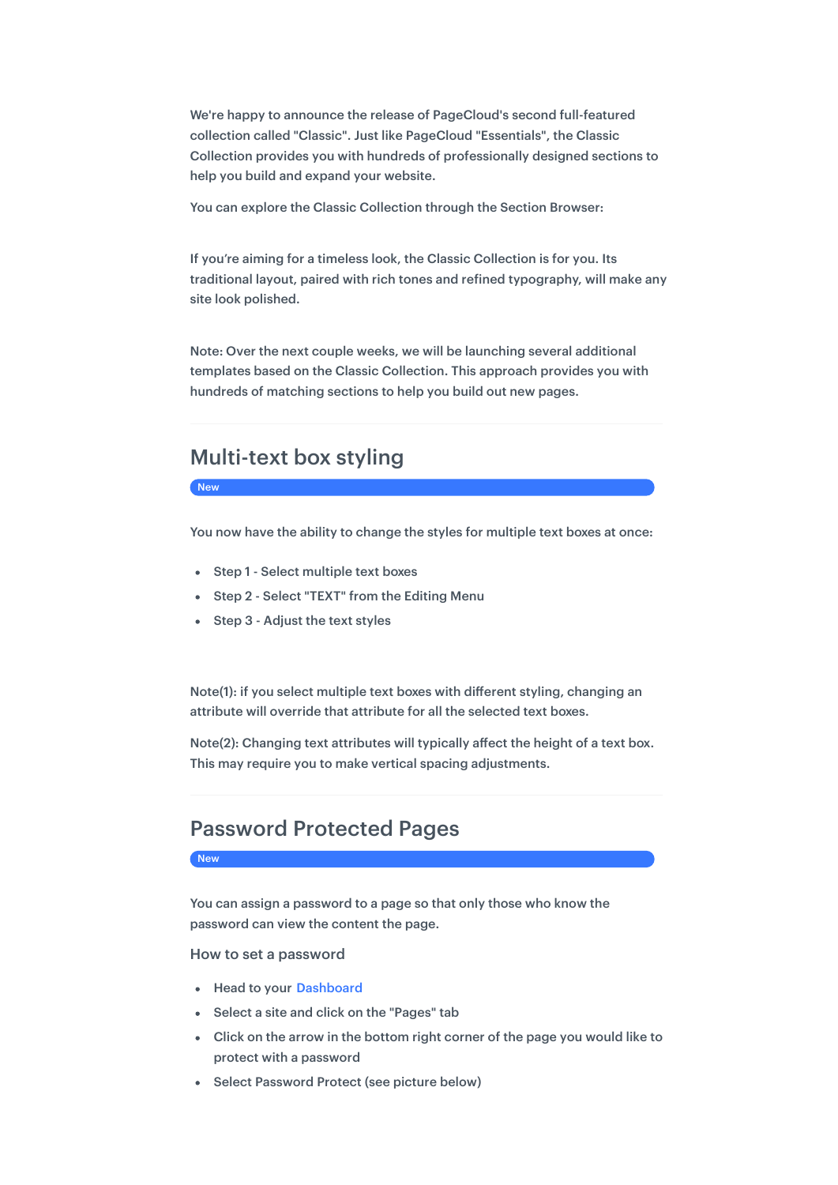We're happy to announce the release of PageCloud's second full-featured collection called "Classic". Just like PageCloud "Essentials", the Classic Collection provides you with hundreds of professionally designed sections to help you build and expand your website.

You can explore the Classic Collection through the Section Browser:

If you're aiming for a timeless look, the Classic Collection is for you. Its traditional layout, paired with rich tones and refined typography, will make any site look polished.

Note: Over the next couple weeks, we will be launching several additional templates based on the Classic Collection. This approach provides you with hundreds of matching sections to help you build out new pages.

---

## Multi-text box styling

New

You now have the ability to change the styles for multiple text boxes at once:

- Step 1 - Select multiple text boxes
- Step 2 - Select "TEXT" from the Editing Menu
- Step 3 - Adjust the text styles

Note(1): if you select multiple text boxes with different styling, changing an attribute will override that attribute for all the selected text boxes.

Note(2): Changing text attributes will typically affect the height of a text box. This may require you to make vertical spacing adjustments.

---

## Password Protected Pages

New

You can assign a password to a page so that only those who know the password can view the content the page.

### How to set a password

- Head to your Dashboard
- Select a site and click on the "Pages" tab
- Click on the arrow in the bottom right corner of the page you would like to protect with a password
- Select Password Protect (see picture below)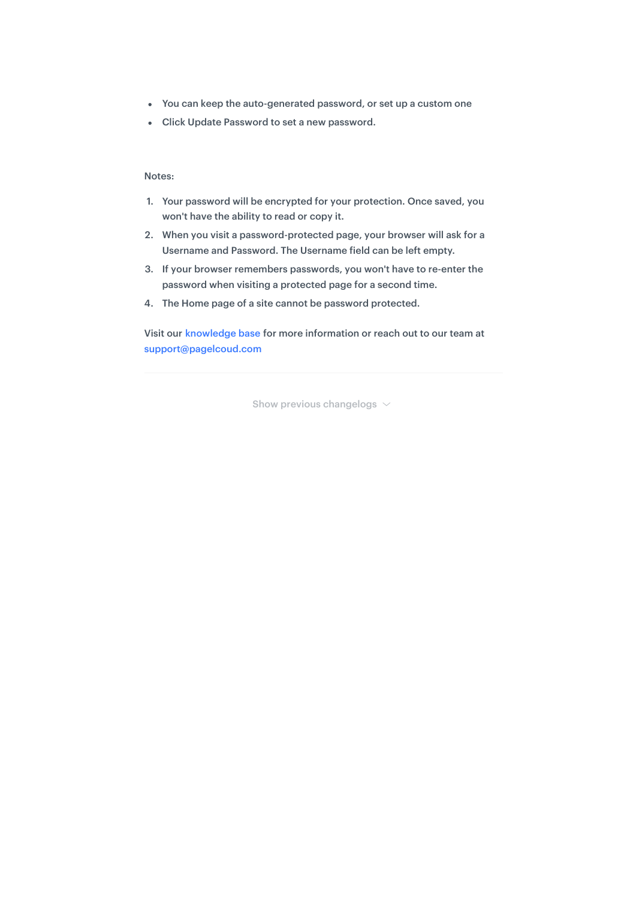- You can keep the auto-generated password, or set up a custom one
- Click Update Password to set a new password.

Notes:

1. Your password will be encrypted for your protection. Once saved, you won't have the ability to read or copy it.
2. When you visit a password-protected page, your browser will ask for a Username and Password. The Username field can be left empty.
3. If your browser remembers passwords, you won't have to re-enter the password when visiting a protected page for a second time.
4. The Home page of a site cannot be password protected.

Visit our knowledge base for more information or reach out to our team at support@pagelcoud.com

---

Show previous changelogs